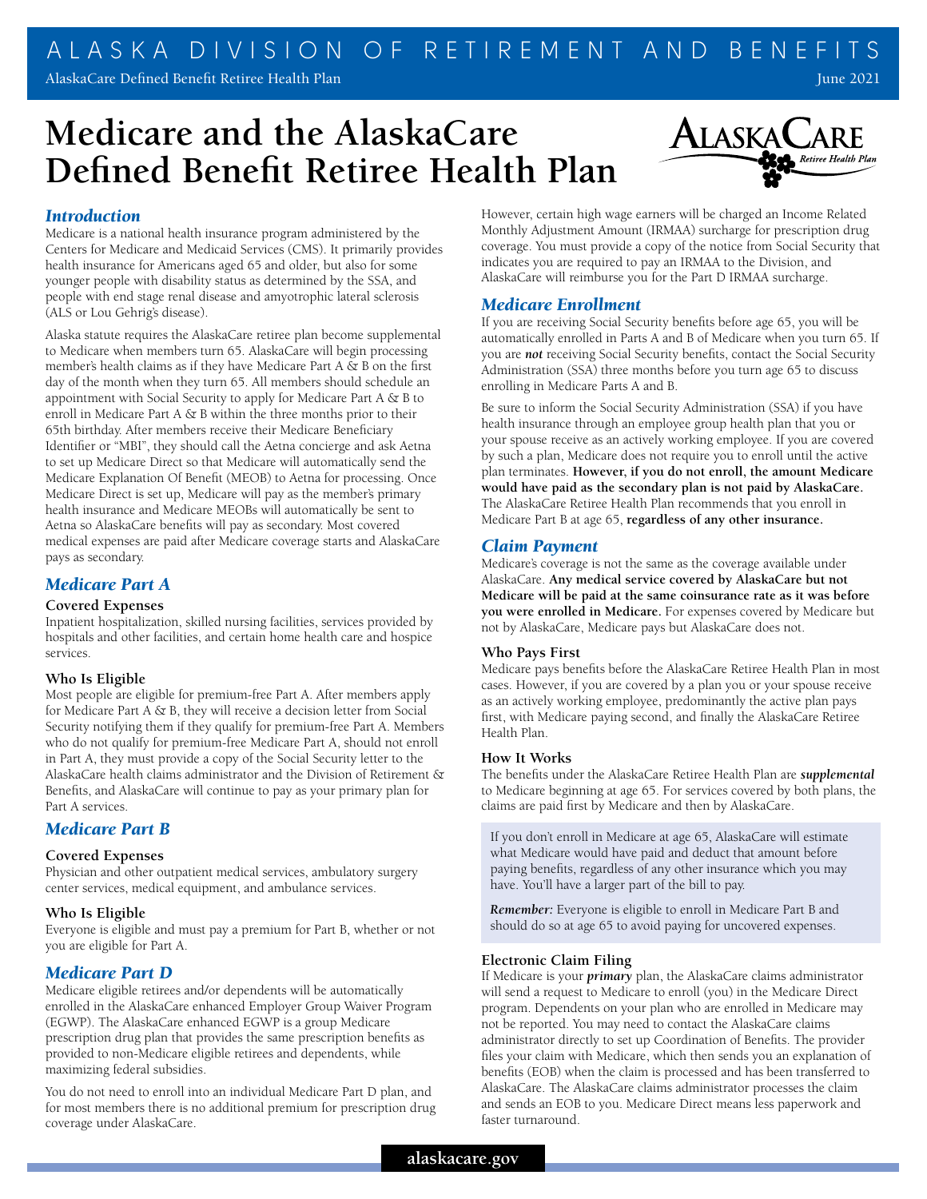# Medicare and the AlaskaCare Defined Benefit Retiree Health Plan

## *Introduction*

Medicare is a national health insurance program administered by the Centers for Medicare and Medicaid Services (CMS). It primarily provides health insurance for Americans aged 65 and older, but also for some younger people with disability status as determined by the SSA, and people with end stage renal disease and amyotrophic lateral sclerosis (ALS or Lou Gehrig's disease).

Alaska statute requires the AlaskaCare retiree plan become supplemental to Medicare when members turn 65. AlaskaCare will begin processing member's health claims as if they have Medicare Part A & B on the first day of the month when they turn 65. All members should schedule an appointment with Social Security to apply for Medicare Part A & B to enroll in Medicare Part A & B within the three months prior to their 65th birthday. After members receive their Medicare Beneficiary Identifier or "MBI", they should call the Aetna concierge and ask Aetna to set up Medicare Direct so that Medicare will automatically send the Medicare Explanation Of Benefit (MEOB) to Aetna for processing. Once Medicare Direct is set up, Medicare will pay as the member's primary health insurance and Medicare MEOBs will automatically be sent to Aetna so AlaskaCare benefits will pay as secondary. Most covered medical expenses are paid after Medicare coverage starts and AlaskaCare pays as secondary.

## *Medicare Part A*

### Covered Expenses

Inpatient hospitalization, skilled nursing facilities, services provided by hospitals and other facilities, and certain home health care and hospice services.

### Who Is Eligible

Most people are eligible for premium-free Part A. After members apply for Medicare Part A & B, they will receive a decision letter from Social Security notifying them if they qualify for premium-free Part A. Members who do not qualify for premium-free Medicare Part A, should not enroll in Part A, they must provide a copy of the Social Security letter to the AlaskaCare health claims administrator and the Division of Retirement & Benefits, and AlaskaCare will continue to pay as your primary plan for Part A services.

## *Medicare Part B*

### Covered Expenses

Physician and other outpatient medical services, ambulatory surgery center services, medical equipment, and ambulance services.

### Who Is Eligible

Everyone is eligible and must pay a premium for Part B, whether or not you are eligible for Part A.

## *Medicare Part D*

Medicare eligible retirees and/or dependents will be automatically enrolled in the AlaskaCare enhanced Employer Group Waiver Program (EGWP). The AlaskaCare enhanced EGWP is a group Medicare prescription drug plan that provides the same prescription benefits as provided to non-Medicare eligible retirees and dependents, while maximizing federal subsidies.

You do not need to enroll into an individual Medicare Part D plan, and for most members there is no additional premium for prescription drug coverage under AlaskaCare.

However, certain high wage earners will be charged an Income Related Monthly Adjustment Amount (IRMAA) surcharge for prescription drug coverage. You must provide a copy of the notice from Social Security that indicates you are required to pay an IRMAA to the Division, and AlaskaCare will reimburse you for the Part D IRMAA surcharge.

## *Medicare Enrollment*

If you are receiving Social Security benefits before age 65, you will be automatically enrolled in Parts A and B of Medicare when you turn 65. If you are ***not*** receiving Social Security benefits, contact the Social Security Administration (SSA) three months before you turn age 65 to discuss enrolling in Medicare Parts A and B.

Be sure to inform the Social Security Administration (SSA) if you have health insurance through an employee group health plan that you or your spouse receive as an actively working employee. If you are covered by such a plan, Medicare does not require you to enroll until the active plan terminates. **However, if you do not enroll, the amount Medicare would have paid as the secondary plan is not paid by AlaskaCare.** The AlaskaCare Retiree Health Plan recommends that you enroll in Medicare Part B at age 65, **regardless of any other insurance.**

## *Claim Payment*

Medicare's coverage is not the same as the coverage available under AlaskaCare. **Any medical service covered by AlaskaCare but not Medicare will be paid at the same coinsurance rate as it was before you were enrolled in Medicare.** For expenses covered by Medicare but not by AlaskaCare, Medicare pays but AlaskaCare does not.

### Who Pays First

Medicare pays benefits before the AlaskaCare Retiree Health Plan in most cases. However, if you are covered by a plan you or your spouse receive as an actively working employee, predominantly the active plan pays first, with Medicare paying second, and finally the AlaskaCare Retiree Health Plan.

### How It Works

The benefits under the AlaskaCare Retiree Health Plan are ***supplemental*** to Medicare beginning at age 65. For services covered by both plans, the claims are paid first by Medicare and then by AlaskaCare.

> If you don't enroll in Medicare at age 65, AlaskaCare will estimate what Medicare would have paid and deduct that amount before paying benefits, regardless of any other insurance which you may have. You'll have a larger part of the bill to pay.
>
> ***Remember:*** Everyone is eligible to enroll in Medicare Part B and should do so at age 65 to avoid paying for uncovered expenses.

### Electronic Claim Filing

If Medicare is your ***primary*** plan, the AlaskaCare claims administrator will send a request to Medicare to enroll (you) in the Medicare Direct program. Dependents on your plan who are enrolled in Medicare may not be reported. You may need to contact the AlaskaCare claims administrator directly to set up Coordination of Benefits. The provider files your claim with Medicare, which then sends you an explanation of benefits (EOB) when the claim is processed and has been transferred to AlaskaCare. The AlaskaCare claims administrator processes the claim and sends an EOB to you. Medicare Direct means less paperwork and faster turnaround.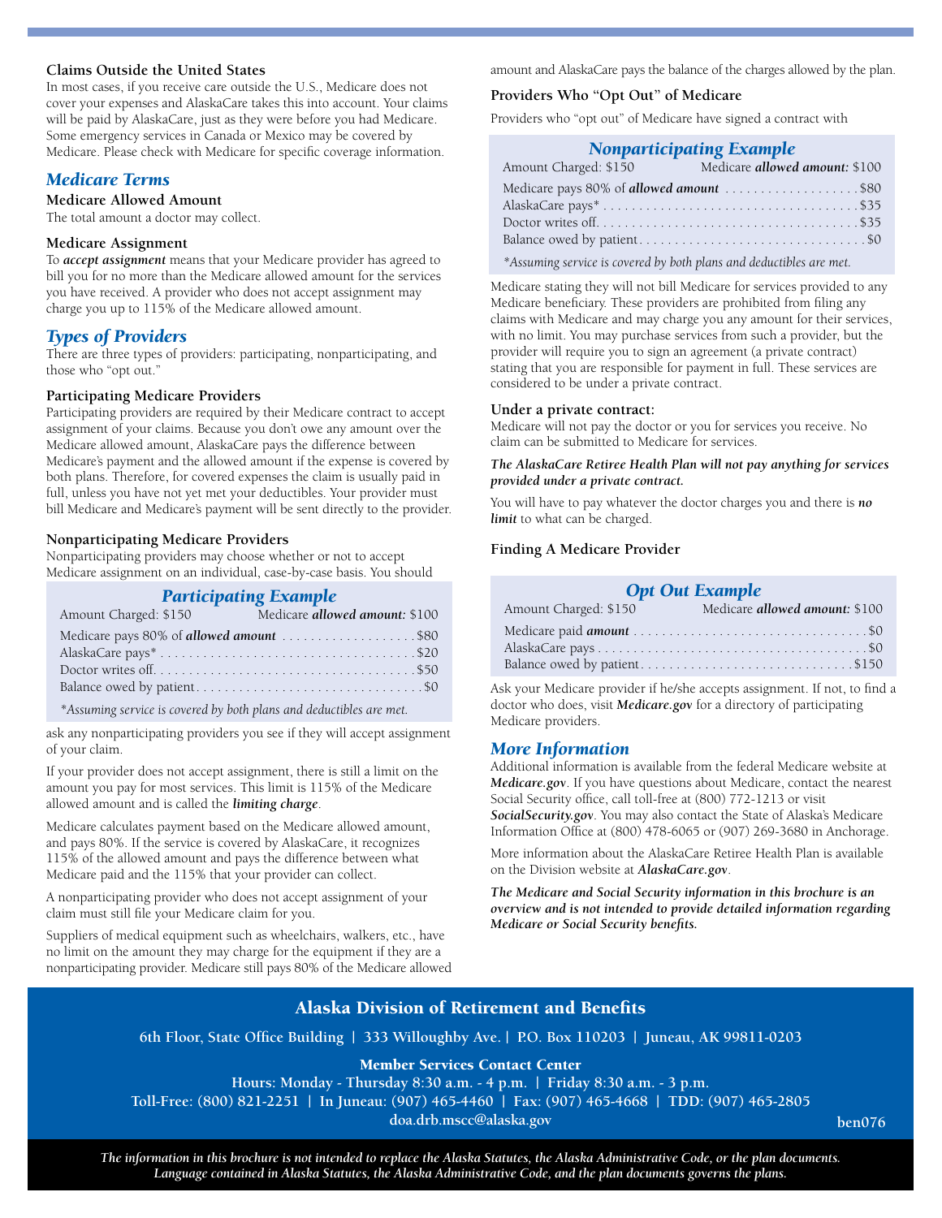### Claims Outside the United States

In most cases, if you receive care outside the U.S., Medicare does not cover your expenses and AlaskaCare takes this into account. Your claims will be paid by AlaskaCare, just as they were before you had Medicare. Some emergency services in Canada or Mexico may be covered by Medicare. Please check with Medicare for specific coverage information.

## *Medicare Terms*

### Medicare Allowed Amount

The total amount a doctor may collect.

### Medicare Assignment

To ***accept assignment*** means that your Medicare provider has agreed to bill you for no more than the Medicare allowed amount for the services you have received. A provider who does not accept assignment may charge you up to 115% of the Medicare allowed amount.

## *Types of Providers*

There are three types of providers: participating, nonparticipating, and those who "opt out."

### Participating Medicare Providers

Participating providers are required by their Medicare contract to accept assignment of your claims. Because you don't owe any amount over the Medicare allowed amount, AlaskaCare pays the difference between Medicare's payment and the allowed amount if the expense is covered by both plans. Therefore, for covered expenses the claim is usually paid in full, unless you have not yet met your deductibles. Your provider must bill Medicare and Medicare's payment will be sent directly to the provider.

### Nonparticipating Medicare Providers

Nonparticipating providers may choose whether or not to accept Medicare assignment on an individual, case-by-case basis. You should ask any nonparticipating providers you see if they will accept assignment of your claim.

#### *Participating Example*

| Amount Charged: $150 | Medicare ***allowed amount:*** $100 |
|---|---|
| Medicare pays 80% of ***allowed amount*** | $80 |
| AlaskaCare pays* | $20 |
| Doctor writes off | $50 |
| Balance owed by patient | $0 |

*\*Assuming service is covered by both plans and deductibles are met.*

If your provider does not accept assignment, there is still a limit on the amount you pay for most services. This limit is 115% of the Medicare allowed amount and is called the ***limiting charge***.

Medicare calculates payment based on the Medicare allowed amount, and pays 80%. If the service is covered by AlaskaCare, it recognizes 115% of the allowed amount and pays the difference between what Medicare paid and the 115% that your provider can collect.

A nonparticipating provider who does not accept assignment of your claim must still file your Medicare claim for you.

Suppliers of medical equipment such as wheelchairs, walkers, etc., have no limit on the amount they may charge for the equipment if they are a nonparticipating provider. Medicare still pays 80% of the Medicare allowed amount and AlaskaCare pays the balance of the charges allowed by the plan.

#### *Nonparticipating Example*

| Amount Charged: $150 | Medicare ***allowed amount:*** $100 |
|---|---|
| Medicare pays 80% of ***allowed amount*** | $80 |
| AlaskaCare pays* | $35 |
| Doctor writes off | $35 |
| Balance owed by patient | $0 |

*\*Assuming service is covered by both plans and deductibles are met.*

### Providers Who "Opt Out" of Medicare

Providers who "opt out" of Medicare have signed a contract with Medicare stating they will not bill Medicare for services provided to any Medicare beneficiary. These providers are prohibited from filing any claims with Medicare and may charge you any amount for their services, with no limit. You may purchase services from such a provider, but the provider will require you to sign an agreement (a private contract) stating that you are responsible for payment in full. These services are considered to be under a private contract.

### Under a private contract:

Medicare will not pay the doctor or you for services you receive. No claim can be submitted to Medicare for services.

***The AlaskaCare Retiree Health Plan will not pay anything for services provided under a private contract.***

You will have to pay whatever the doctor charges you and there is ***no limit*** to what can be charged.

### Finding A Medicare Provider

#### *Opt Out Example*

| Amount Charged: $150 | Medicare ***allowed amount:*** $100 |
|---|---|
| Medicare paid ***amount*** | $0 |
| AlaskaCare pays | $0 |
| Balance owed by patient | $150 |

Ask your Medicare provider if he/she accepts assignment. If not, to find a doctor who does, visit ***Medicare.gov*** for a directory of participating Medicare providers.

## *More Information*

Additional information is available from the federal Medicare website at ***Medicare.gov***. If you have questions about Medicare, contact the nearest Social Security office, call toll-free at (800) 772-1213 or visit ***SocialSecurity.gov***. You may also contact the State of Alaska's Medicare Information Office at (800) 478-6065 or (907) 269-3680 in Anchorage.

More information about the AlaskaCare Retiree Health Plan is available on the Division website at ***AlaskaCare.gov***.

***The Medicare and Social Security information in this brochure is an overview and is not intended to provide detailed information regarding Medicare or Social Security benefits.***

**Alaska Division of Retirement and Benefits**

**6th Floor, State Office Building | 333 Willoughby Ave. | P.O. Box 110203 | Juneau, AK 99811-0203**

**Member Services Contact Center**

**Hours: Monday - Thursday 8:30 a.m. - 4 p.m. | Friday 8:30 a.m. - 3 p.m.**

**Toll-Free: (800) 821-2251 | In Juneau: (907) 465-4460 | Fax: (907) 465-4668 | TDD: (907) 465-2805**

**doa.drb.mscc@alaska.gov**

**ben076**

***The information in this brochure is not intended to replace the Alaska Statutes, the Alaska Administrative Code, or the plan documents. Language contained in Alaska Statutes, the Alaska Administrative Code, and the plan documents governs the plans.***